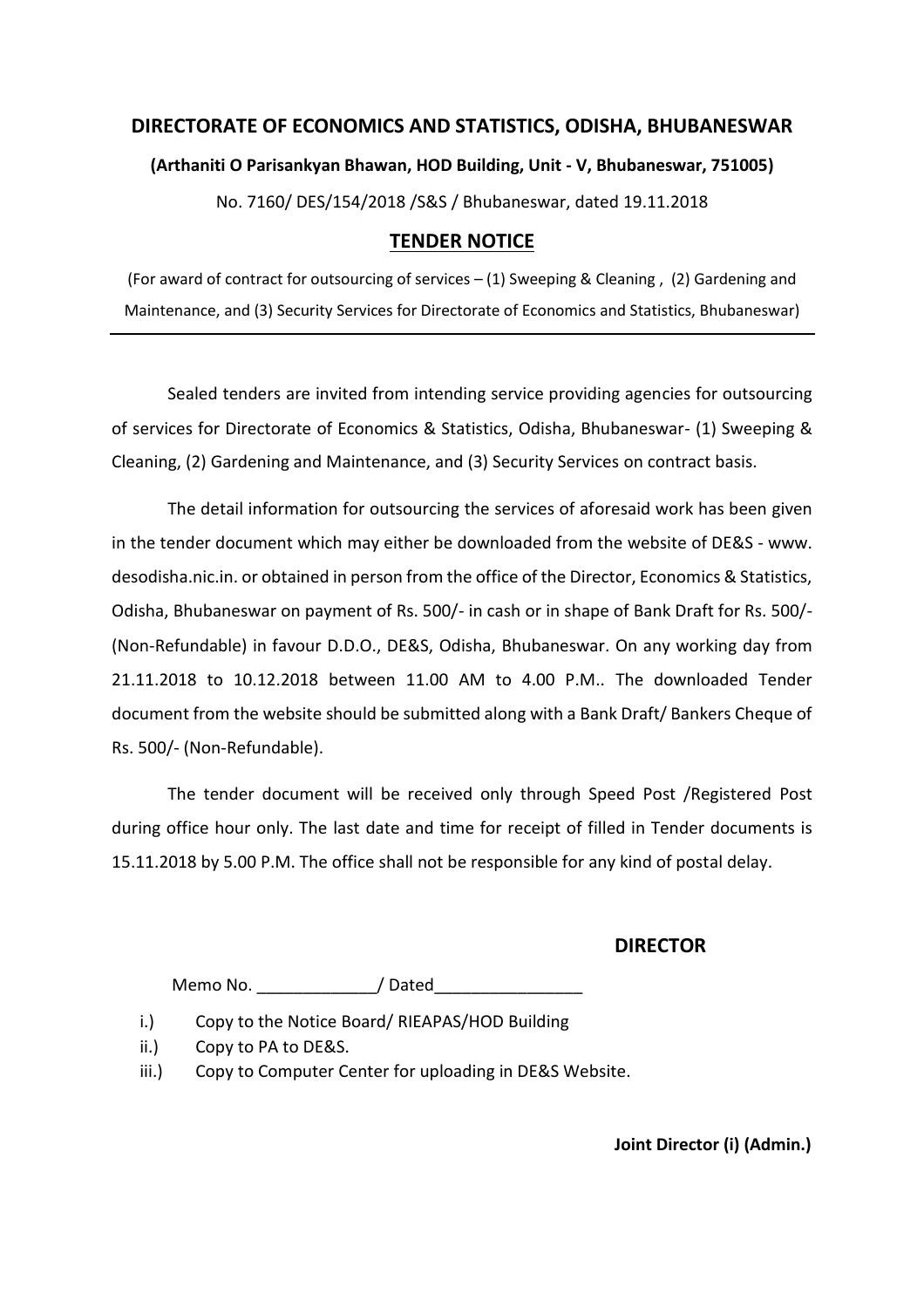## DIRECTORATE OF ECONOMICS AND STATISTICS, ODISHA, BHUBANESWAR

**(Arthaniti O Parisankyan Bhawan, HOD Building, Unit - V, Bhubaneswar, 751005)**

No. 7160/ DES/154/2018 /S&S / Bhubaneswar, dated 19.11.2018

## TENDER NOTICE

(For award of contract for outsourcing of services – (1) Sweeping & Cleaning , (2) Gardening and Maintenance, and (3) Security Services for Directorate of Economics and Statistics, Bhubaneswar)

---

Sealed tenders are invited from intending service providing agencies for outsourcing of services for Directorate of Economics & Statistics, Odisha, Bhubaneswar- (1) Sweeping & Cleaning, (2) Gardening and Maintenance, and (3) Security Services on contract basis.

The detail information for outsourcing the services of aforesaid work has been given in the tender document which may either be downloaded from the website of DE&S - www. desodisha.nic.in. or obtained in person from the office of the Director, Economics & Statistics, Odisha, Bhubaneswar on payment of Rs. 500/- in cash or in shape of Bank Draft for Rs. 500/- (Non-Refundable) in favour D.D.O., DE&S, Odisha, Bhubaneswar. On any working day from 21.11.2018 to 10.12.2018 between 11.00 AM to 4.00 P.M.. The downloaded Tender document from the website should be submitted along with a Bank Draft/ Bankers Cheque of Rs. 500/- (Non-Refundable).

The tender document will be received only through Speed Post /Registered Post during office hour only. The last date and time for receipt of filled in Tender documents is 15.11.2018 by 5.00 P.M. The office shall not be responsible for any kind of postal delay.

**DIRECTOR**

Memo No. _____________/ Dated________________

i.) Copy to the Notice Board/ RIEAPAS/HOD Building

ii.) Copy to PA to DE&S.

iii.) Copy to Computer Center for uploading in DE&S Website.

**Joint Director (i) (Admin.)**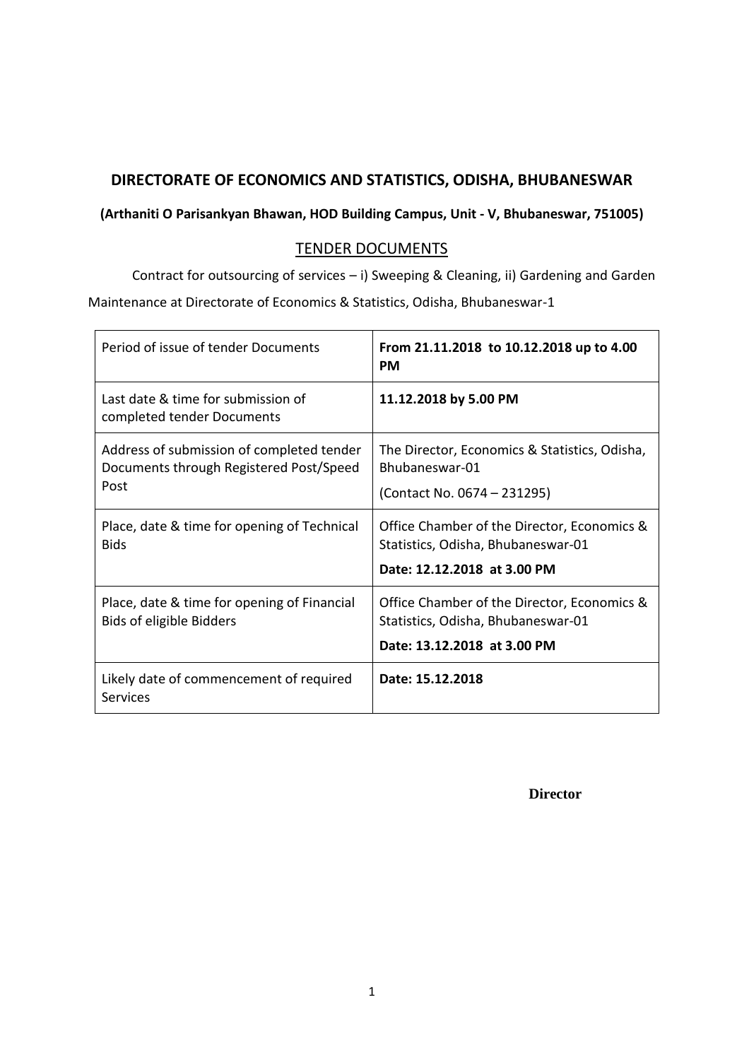## DIRECTORATE OF ECONOMICS AND STATISTICS, ODISHA, BHUBANESWAR

**(Arthaniti O Parisankyan Bhawan, HOD Building Campus, Unit - V, Bhubaneswar, 751005)**

### TENDER DOCUMENTS

Contract for outsourcing of services – i) Sweeping & Cleaning, ii) Gardening and Garden Maintenance at Directorate of Economics & Statistics, Odisha, Bhubaneswar-1

| Period of issue of tender Documents | **From 21.11.2018 to 10.12.2018 up to 4.00 PM** |
|---|---|
| Last date & time for submission of completed tender Documents | **11.12.2018 by 5.00 PM** |
| Address of submission of completed tender Documents through Registered Post/Speed Post | The Director, Economics & Statistics, Odisha, Bhubaneswar-01<br>(Contact No. 0674 – 231295) |
| Place, date & time for opening of Technical Bids | Office Chamber of the Director, Economics & Statistics, Odisha, Bhubaneswar-01<br>**Date: 12.12.2018 at 3.00 PM** |
| Place, date & time for opening of Financial Bids of eligible Bidders | Office Chamber of the Director, Economics & Statistics, Odisha, Bhubaneswar-01<br>**Date: 13.12.2018 at 3.00 PM** |
| Likely date of commencement of required Services | **Date: 15.12.2018** |

**Director**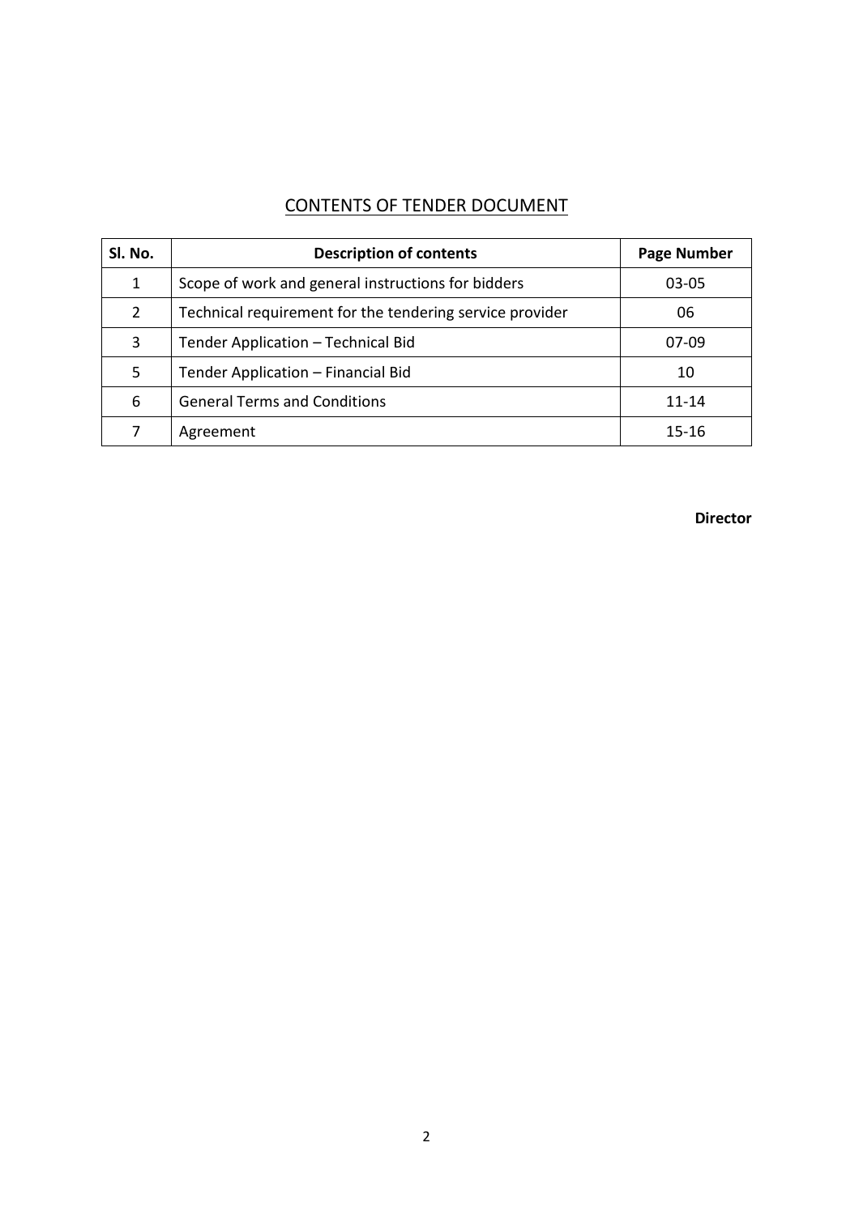# CONTENTS OF TENDER DOCUMENT

| Sl. No. | Description of contents | Page Number |
|---|---|---|
| 1 | Scope of work and general instructions for bidders | 03-05 |
| 2 | Technical requirement for the tendering service provider | 06 |
| 3 | Tender Application – Technical Bid | 07-09 |
| 5 | Tender Application – Financial Bid | 10 |
| 6 | General Terms and Conditions | 11-14 |
| 7 | Agreement | 15-16 |

**Director**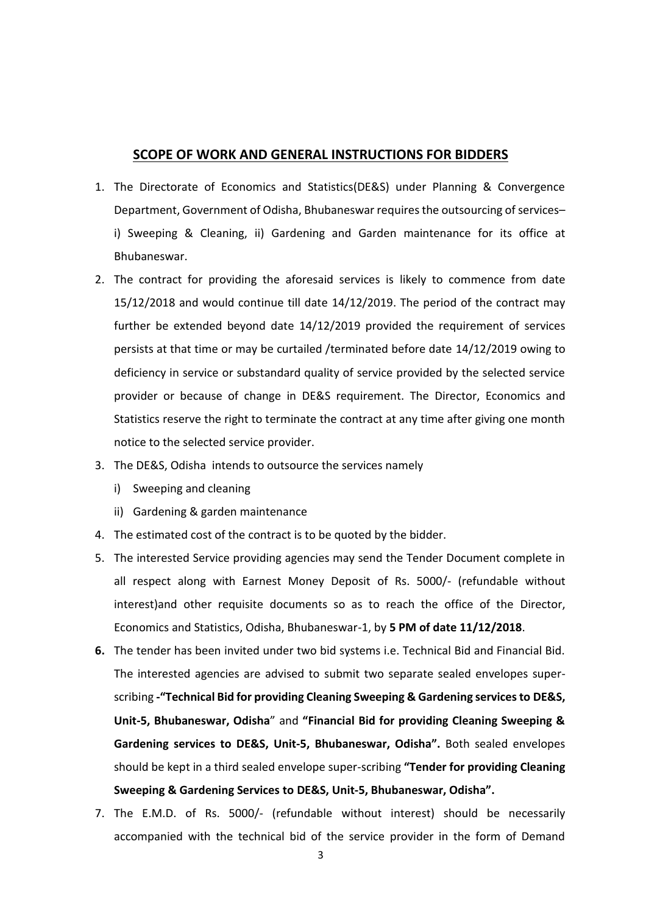## SCOPE OF WORK AND GENERAL INSTRUCTIONS FOR BIDDERS

1. The Directorate of Economics and Statistics(DE&S) under Planning & Convergence Department, Government of Odisha, Bhubaneswar requires the outsourcing of services– i) Sweeping & Cleaning, ii) Gardening and Garden maintenance for its office at Bhubaneswar.
2. The contract for providing the aforesaid services is likely to commence from date 15/12/2018 and would continue till date 14/12/2019. The period of the contract may further be extended beyond date 14/12/2019 provided the requirement of services persists at that time or may be curtailed /terminated before date 14/12/2019 owing to deficiency in service or substandard quality of service provided by the selected service provider or because of change in DE&S requirement. The Director, Economics and Statistics reserve the right to terminate the contract at any time after giving one month notice to the selected service provider.
3. The DE&S, Odisha intends to outsource the services namely
   i) Sweeping and cleaning
   ii) Gardening & garden maintenance
4. The estimated cost of the contract is to be quoted by the bidder.
5. The interested Service providing agencies may send the Tender Document complete in all respect along with Earnest Money Deposit of Rs. 5000/- (refundable without interest)and other requisite documents so as to reach the office of the Director, Economics and Statistics, Odisha, Bhubaneswar-1, by **5 PM of date 11/12/2018**.
6. The tender has been invited under two bid systems i.e. Technical Bid and Financial Bid. The interested agencies are advised to submit two separate sealed envelopes super-scribing **-"Technical Bid for providing Cleaning Sweeping & Gardening services to DE&S, Unit-5, Bhubaneswar, Odisha**" and **"Financial Bid for providing Cleaning Sweeping & Gardening services to DE&S, Unit-5, Bhubaneswar, Odisha".** Both sealed envelopes should be kept in a third sealed envelope super-scribing **"Tender for providing Cleaning Sweeping & Gardening Services to DE&S, Unit-5, Bhubaneswar, Odisha".**
7. The E.M.D. of Rs. 5000/- (refundable without interest) should be necessarily accompanied with the technical bid of the service provider in the form of Demand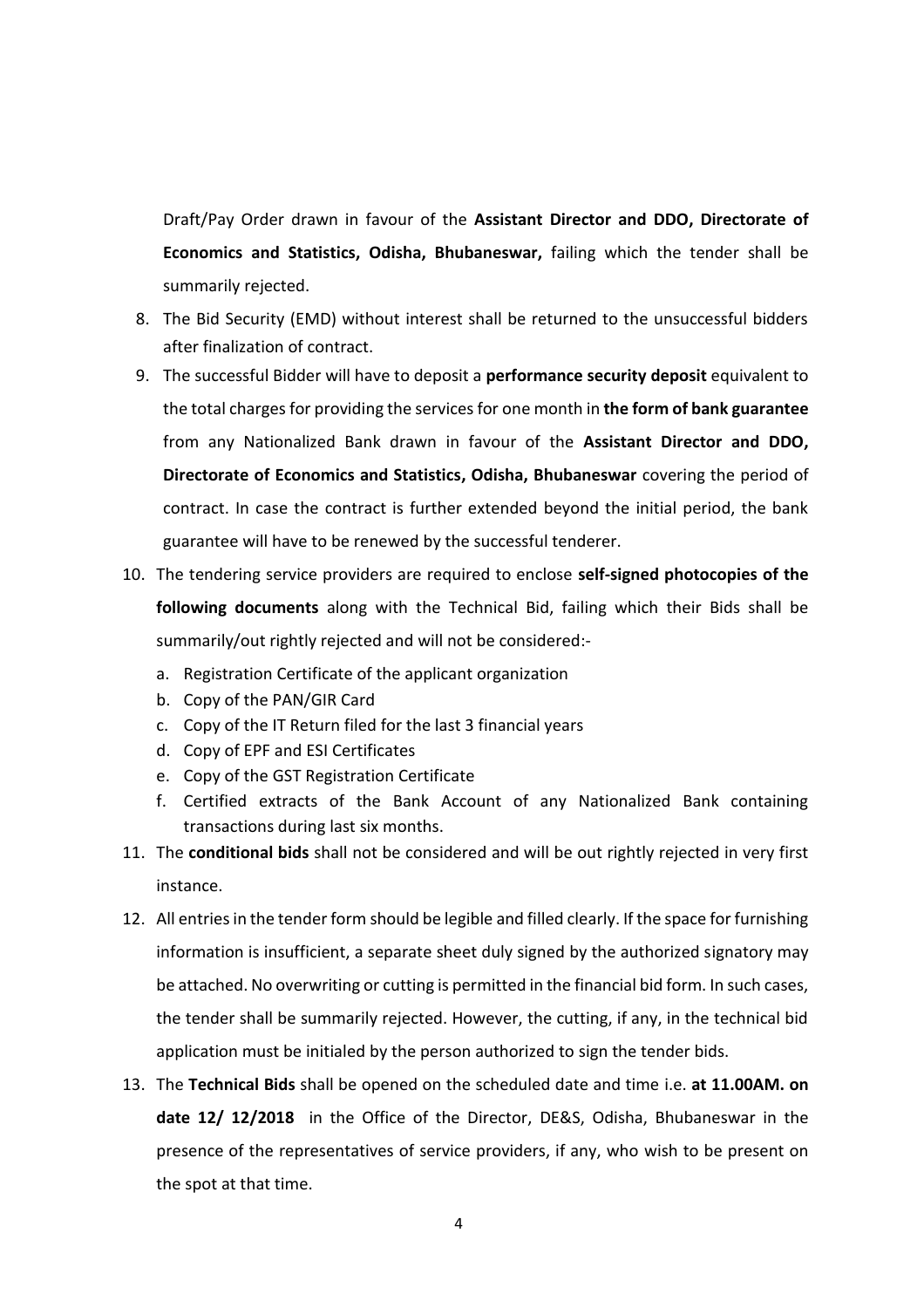Draft/Pay Order drawn in favour of the **Assistant Director and DDO, Directorate of Economics and Statistics, Odisha, Bhubaneswar,** failing which the tender shall be summarily rejected.

8. The Bid Security (EMD) without interest shall be returned to the unsuccessful bidders after finalization of contract.
9. The successful Bidder will have to deposit a **performance security deposit** equivalent to the total charges for providing the services for one month in **the form of bank guarantee** from any Nationalized Bank drawn in favour of the **Assistant Director and DDO, Directorate of Economics and Statistics, Odisha, Bhubaneswar** covering the period of contract. In case the contract is further extended beyond the initial period, the bank guarantee will have to be renewed by the successful tenderer.
10. The tendering service providers are required to enclose **self-signed photocopies of the following documents** along with the Technical Bid, failing which their Bids shall be summarily/out rightly rejected and will not be considered:-
    a. Registration Certificate of the applicant organization
    b. Copy of the PAN/GIR Card
    c. Copy of the IT Return filed for the last 3 financial years
    d. Copy of EPF and ESI Certificates
    e. Copy of the GST Registration Certificate
    f. Certified extracts of the Bank Account of any Nationalized Bank containing transactions during last six months.
11. The **conditional bids** shall not be considered and will be out rightly rejected in very first instance.
12. All entries in the tender form should be legible and filled clearly. If the space for furnishing information is insufficient, a separate sheet duly signed by the authorized signatory may be attached. No overwriting or cutting is permitted in the financial bid form. In such cases, the tender shall be summarily rejected. However, the cutting, if any, in the technical bid application must be initialed by the person authorized to sign the tender bids.
13. The **Technical Bids** shall be opened on the scheduled date and time i.e. **at 11.00AM. on date 12/ 12/2018** in the Office of the Director, DE&S, Odisha, Bhubaneswar in the presence of the representatives of service providers, if any, who wish to be present on the spot at that time.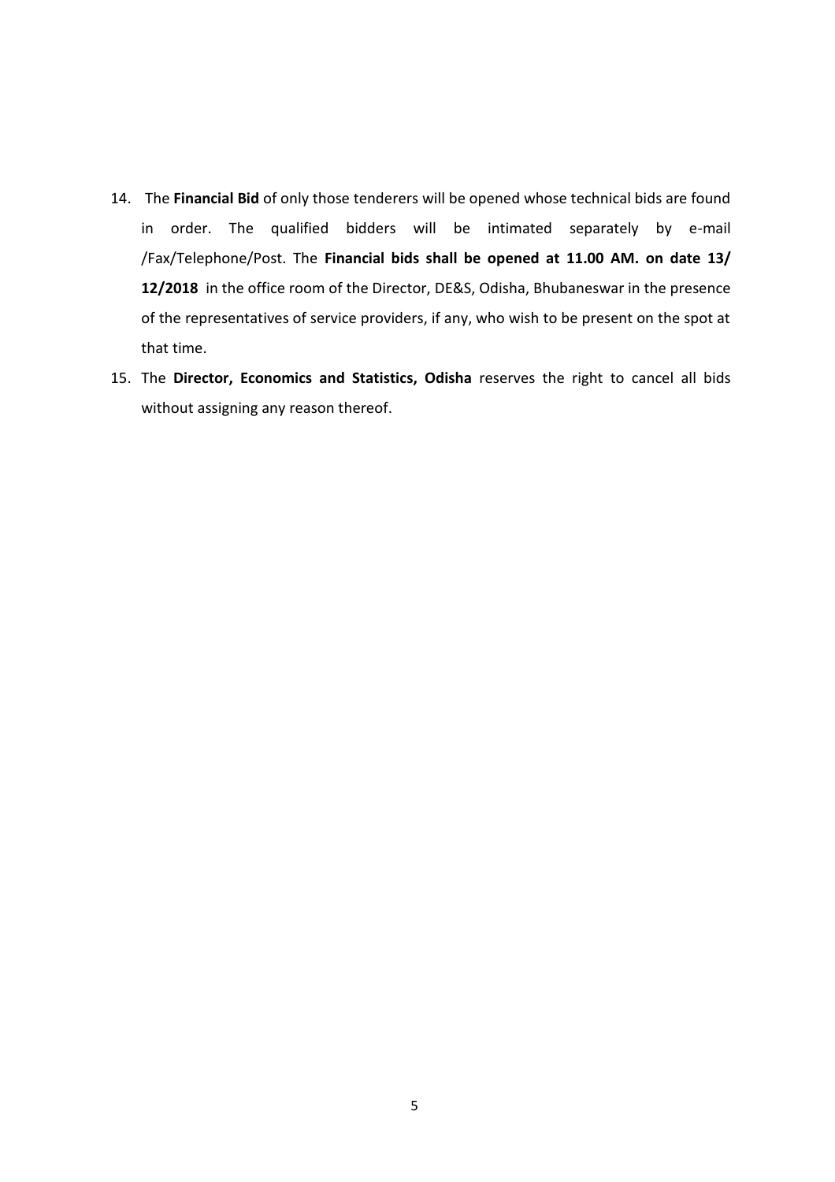14. The **Financial Bid** of only those tenderers will be opened whose technical bids are found in order. The qualified bidders will be intimated separately by e-mail /Fax/Telephone/Post. The **Financial bids shall be opened at 11.00 AM. on date 13/ 12/2018** in the office room of the Director, DE&S, Odisha, Bhubaneswar in the presence of the representatives of service providers, if any, who wish to be present on the spot at that time.
15. The **Director, Economics and Statistics, Odisha** reserves the right to cancel all bids without assigning any reason thereof.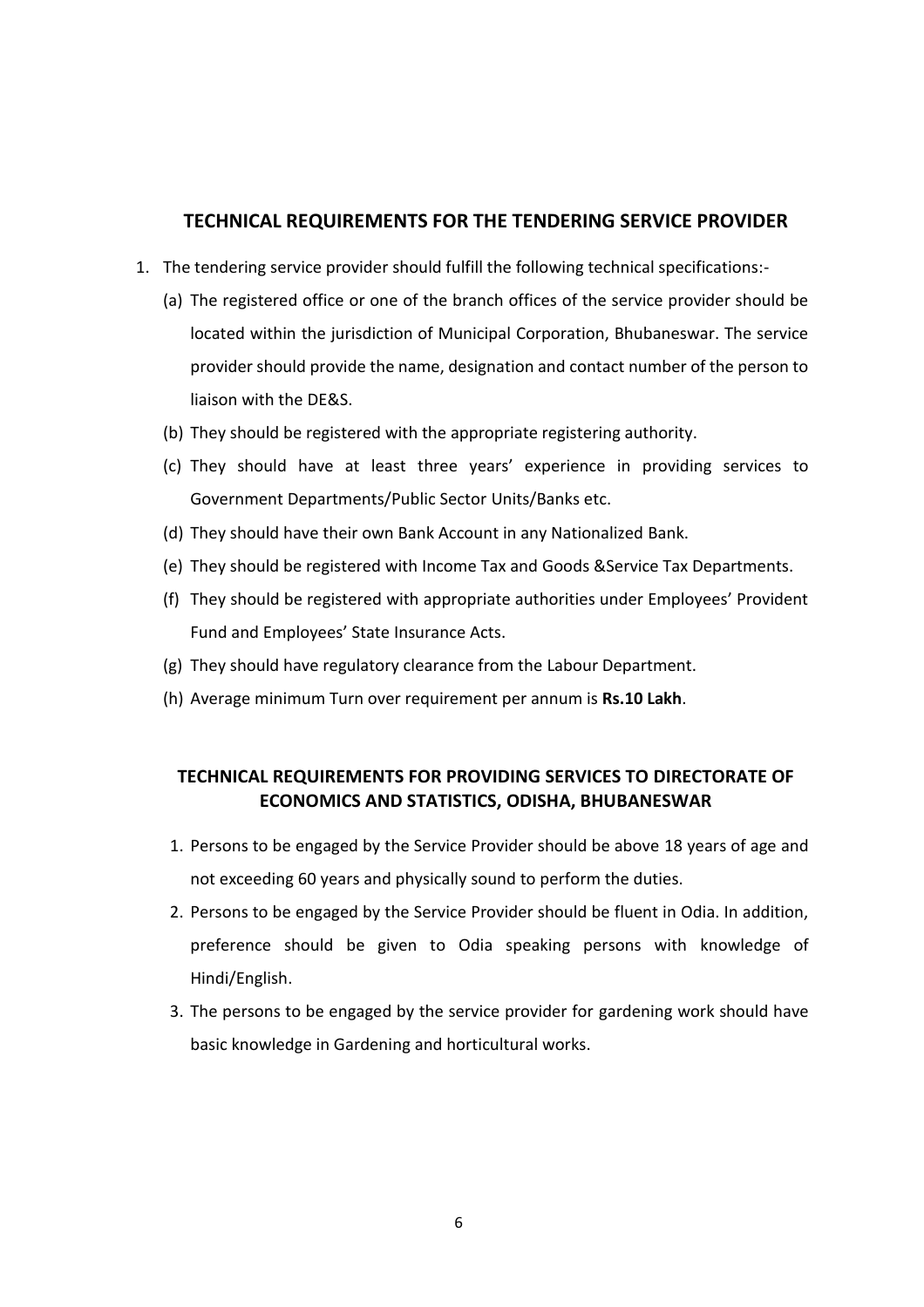## TECHNICAL REQUIREMENTS FOR THE TENDERING SERVICE PROVIDER

1. The tendering service provider should fulfill the following technical specifications:-
   (a) The registered office or one of the branch offices of the service provider should be located within the jurisdiction of Municipal Corporation, Bhubaneswar. The service provider should provide the name, designation and contact number of the person to liaison with the DE&S.
   (b) They should be registered with the appropriate registering authority.
   (c) They should have at least three years' experience in providing services to Government Departments/Public Sector Units/Banks etc.
   (d) They should have their own Bank Account in any Nationalized Bank.
   (e) They should be registered with Income Tax and Goods &Service Tax Departments.
   (f) They should be registered with appropriate authorities under Employees' Provident Fund and Employees' State Insurance Acts.
   (g) They should have regulatory clearance from the Labour Department.
   (h) Average minimum Turn over requirement per annum is **Rs.10 Lakh**.

## TECHNICAL REQUIREMENTS FOR PROVIDING SERVICES TO DIRECTORATE OF ECONOMICS AND STATISTICS, ODISHA, BHUBANESWAR

1. Persons to be engaged by the Service Provider should be above 18 years of age and not exceeding 60 years and physically sound to perform the duties.
2. Persons to be engaged by the Service Provider should be fluent in Odia. In addition, preference should be given to Odia speaking persons with knowledge of Hindi/English.
3. The persons to be engaged by the service provider for gardening work should have basic knowledge in Gardening and horticultural works.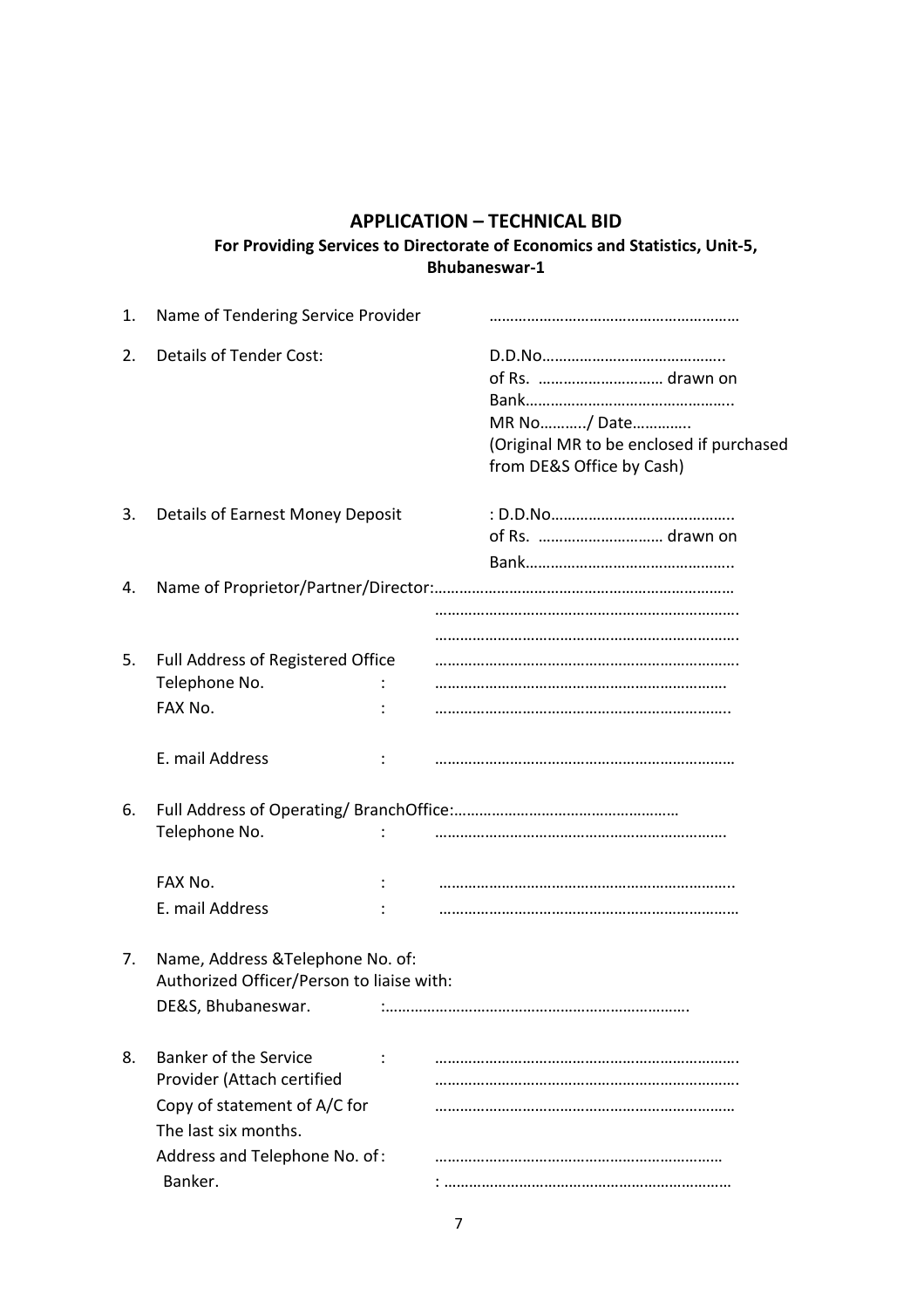## APPLICATION – TECHNICAL BID

**For Providing Services to Directorate of Economics and Statistics, Unit-5, Bhubaneswar-1**

1. Name of Tendering Service Provider ……………………………………………………

2. Details of Tender Cost: D.D.No……………………………………..
   of Rs. ………………………… drawn on
   Bank…………………………………………..
   MR No………../ Date…………..
   (Original MR to be enclosed if purchased from DE&S Office by Cash)

3. Details of Earnest Money Deposit : D.D.No……………………………………..
   of Rs. ………………………… drawn on
   Bank…………………………………………..

4. Name of Proprietor/Partner/Director:………………………………………………………………
   ……………………………………………………………….
   ……………………………………………………………….

5. Full Address of Registered Office ……………………………………………………………….
   Telephone No. : ……………………………………………………………
   FAX No. : …………………………………………………………….
   E. mail Address : ………………………………………………………………

6. Full Address of Operating/ BranchOffice:………………………………………………
   Telephone No. : ……………………………………………………………
   FAX No. : …………………………………………………………….
   E. mail Address : ………………………………………………………………

7. Name, Address &Telephone No. of:
   Authorized Officer/Person to liaise with:
   DE&S, Bhubaneswar. :……………………………………………………………….

8. Banker of the Service Provider (Attach certified Copy of statement of A/C for The last six months. : ……………………………………………………………….
   ……………………………………………………………….
   ………………………………………………………………
   Address and Telephone No. of Banker. : ……………………………………………………………
   : ……………………………………………………………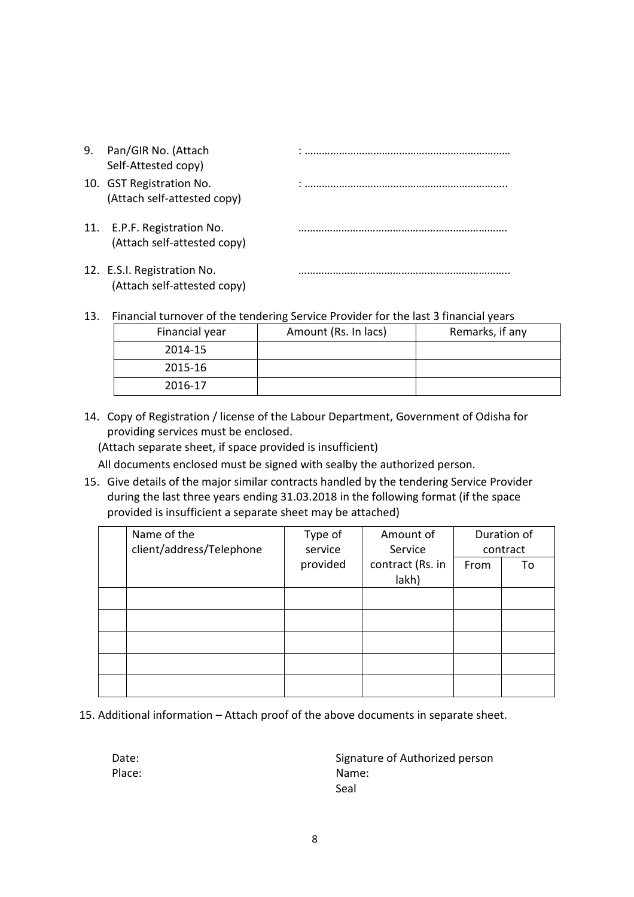9. Pan/GIR No. (Attach Self-Attested copy) : ………………………………………………………………

10. GST Registration No. (Attach self-attested copy) : ……………………………………………………………..

11. E.P.F. Registration No. (Attach self-attested copy) ……………………………………………………………….

12. E.S.I. Registration No. (Attach self-attested copy) ………………………………………………………………..

13. Financial turnover of the tendering Service Provider for the last 3 financial years

| Financial year | Amount (Rs. In lacs) | Remarks, if any |
|---|---|---|
| 2014-15 | | |
| 2015-16 | | |
| 2016-17 | | |

14. Copy of Registration / license of the Labour Department, Government of Odisha for providing services must be enclosed.

(Attach separate sheet, if space provided is insufficient)

All documents enclosed must be signed with sealby the authorized person.

15. Give details of the major similar contracts handled by the tendering Service Provider during the last three years ending 31.03.2018 in the following format (if the space provided is insufficient a separate sheet may be attached)

| | Name of the client/address/Telephone | Type of service provided | Amount of Service contract (Rs. in lakh) | Duration of contract | |
|---|---|---|---|---|---|
| | | | | From | To |
| | | | | | |
| | | | | | |
| | | | | | |
| | | | | | |
| | | | | | |

15. Additional information – Attach proof of the above documents in separate sheet.

Date:

Place:

Signature of Authorized person

Name:

Seal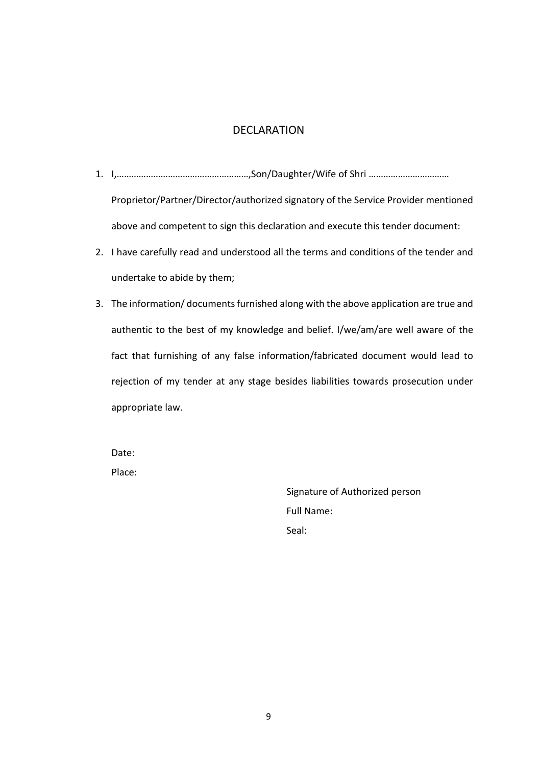## DECLARATION

1. I,………………………………………………,Son/Daughter/Wife of Shri …………………………… Proprietor/Partner/Director/authorized signatory of the Service Provider mentioned above and competent to sign this declaration and execute this tender document:
2. I have carefully read and understood all the terms and conditions of the tender and undertake to abide by them;
3. The information/ documents furnished along with the above application are true and authentic to the best of my knowledge and belief. I/we/am/are well aware of the fact that furnishing of any false information/fabricated document would lead to rejection of my tender at any stage besides liabilities towards prosecution under appropriate law.

Date:

Place:

Signature of Authorized person

Full Name:

Seal: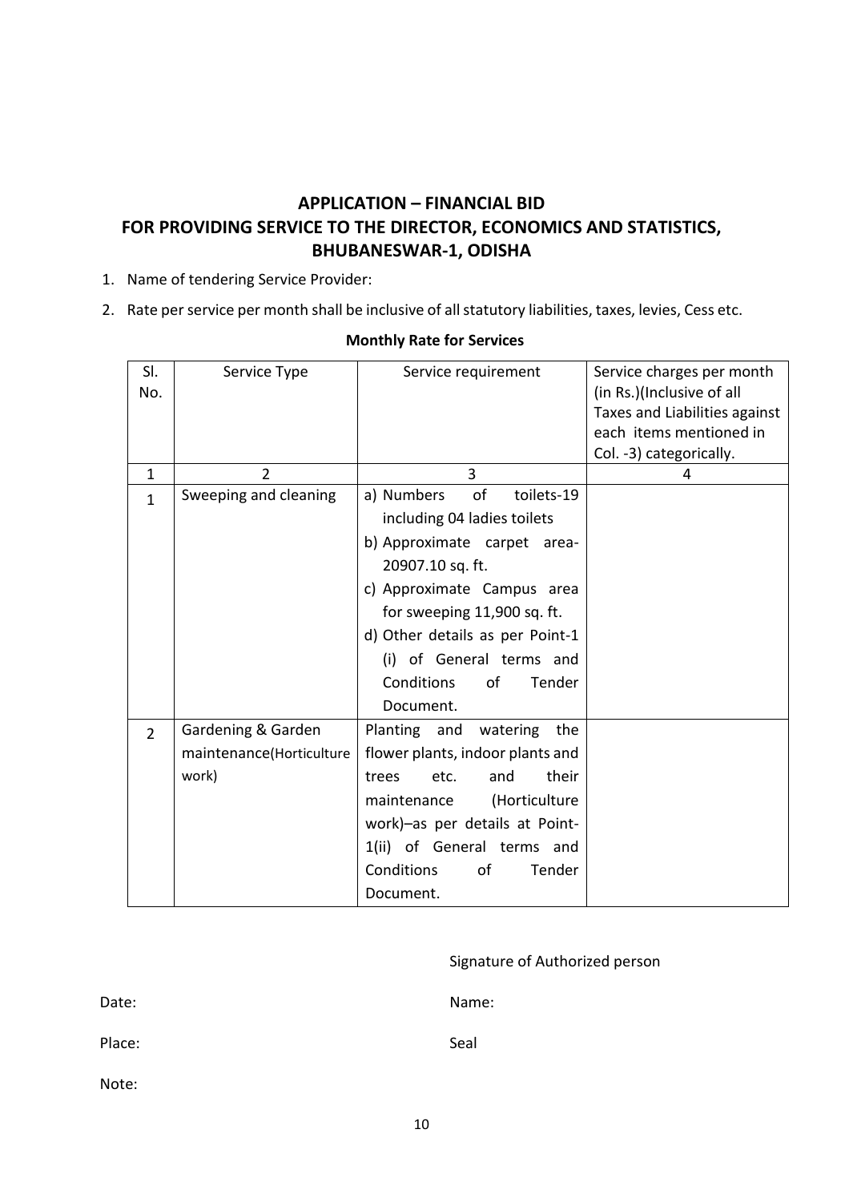## APPLICATION – FINANCIAL BID
## FOR PROVIDING SERVICE TO THE DIRECTOR, ECONOMICS AND STATISTICS, BHUBANESWAR-1, ODISHA

1. Name of tendering Service Provider:
2. Rate per service per month shall be inclusive of all statutory liabilities, taxes, levies, Cess etc.

**Monthly Rate for Services**

| Sl. No. | Service Type | Service requirement | Service charges per month (in Rs.)(Inclusive of all Taxes and Liabilities against each items mentioned in Col. -3) categorically. |
|---|---|---|---|
| 1 | 2 | 3 | 4 |
| 1 | Sweeping and cleaning | a) Numbers of toilets-19 including 04 ladies toilets<br>b) Approximate carpet area-20907.10 sq. ft.<br>c) Approximate Campus area for sweeping 11,900 sq. ft.<br>d) Other details as per Point-1 (i) of General terms and Conditions of Tender Document. | |
| 2 | Gardening & Garden maintenance(Horticulture work) | Planting and watering the flower plants, indoor plants and trees etc. and their maintenance (Horticulture work)–as per details at Point-1(ii) of General terms and Conditions of Tender Document. | |

Signature of Authorized person

Date:

Name:

Place:

Seal

Note: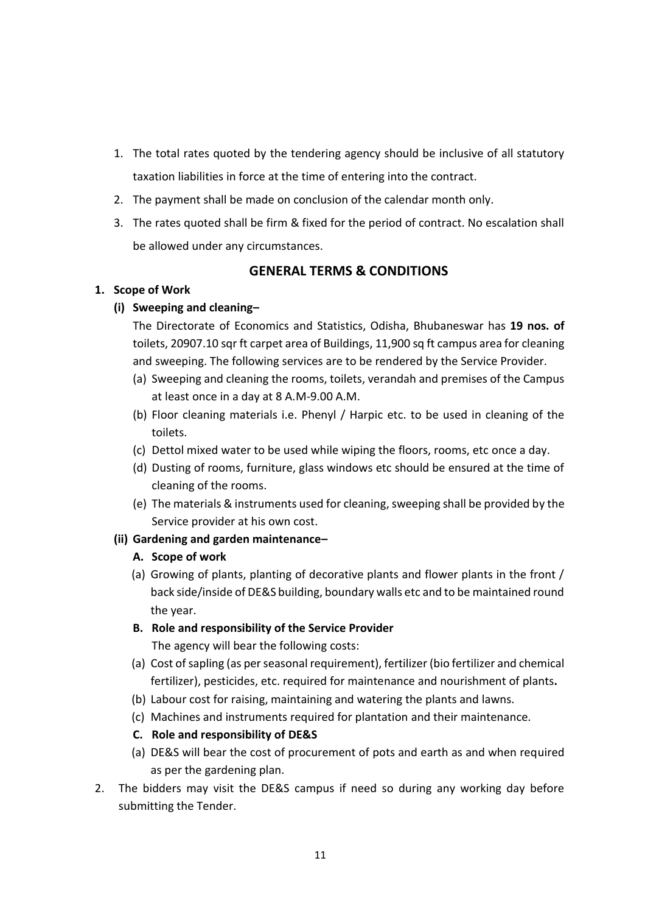1. The total rates quoted by the tendering agency should be inclusive of all statutory taxation liabilities in force at the time of entering into the contract.
2. The payment shall be made on conclusion of the calendar month only.
3. The rates quoted shall be firm & fixed for the period of contract. No escalation shall be allowed under any circumstances.

## GENERAL TERMS & CONDITIONS

**1. Scope of Work**

**(i) Sweeping and cleaning–**

The Directorate of Economics and Statistics, Odisha, Bhubaneswar has **19 nos. of** toilets, 20907.10 sqr ft carpet area of Buildings, 11,900 sq ft campus area for cleaning and sweeping. The following services are to be rendered by the Service Provider.

(a) Sweeping and cleaning the rooms, toilets, verandah and premises of the Campus at least once in a day at 8 A.M-9.00 A.M.

(b) Floor cleaning materials i.e. Phenyl / Harpic etc. to be used in cleaning of the toilets.

(c) Dettol mixed water to be used while wiping the floors, rooms, etc once a day.

(d) Dusting of rooms, furniture, glass windows etc should be ensured at the time of cleaning of the rooms.

(e) The materials & instruments used for cleaning, sweeping shall be provided by the Service provider at his own cost.

**(ii) Gardening and garden maintenance–**

**A. Scope of work**

(a) Growing of plants, planting of decorative plants and flower plants in the front / back side/inside of DE&S building, boundary walls etc and to be maintained round the year.

**B. Role and responsibility of the Service Provider**

The agency will bear the following costs:

(a) Cost of sapling (as per seasonal requirement), fertilizer (bio fertilizer and chemical fertilizer), pesticides, etc. required for maintenance and nourishment of plants**.**

(b) Labour cost for raising, maintaining and watering the plants and lawns.

(c) Machines and instruments required for plantation and their maintenance.

**C. Role and responsibility of DE&S**

(a) DE&S will bear the cost of procurement of pots and earth as and when required as per the gardening plan.

2. The bidders may visit the DE&S campus if need so during any working day before submitting the Tender.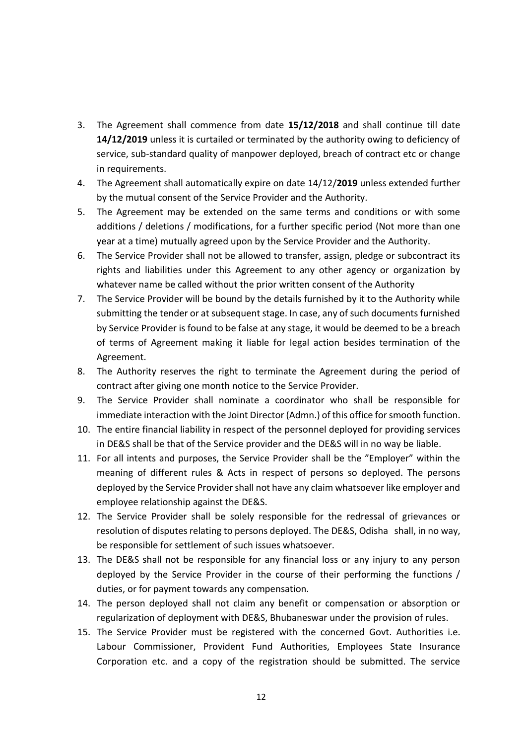3. The Agreement shall commence from date **15/12/2018** and shall continue till date **14/12/2019** unless it is curtailed or terminated by the authority owing to deficiency of service, sub-standard quality of manpower deployed, breach of contract etc or change in requirements.
4. The Agreement shall automatically expire on date 14/12/**2019** unless extended further by the mutual consent of the Service Provider and the Authority.
5. The Agreement may be extended on the same terms and conditions or with some additions / deletions / modifications, for a further specific period (Not more than one year at a time) mutually agreed upon by the Service Provider and the Authority.
6. The Service Provider shall not be allowed to transfer, assign, pledge or subcontract its rights and liabilities under this Agreement to any other agency or organization by whatever name be called without the prior written consent of the Authority
7. The Service Provider will be bound by the details furnished by it to the Authority while submitting the tender or at subsequent stage. In case, any of such documents furnished by Service Provider is found to be false at any stage, it would be deemed to be a breach of terms of Agreement making it liable for legal action besides termination of the Agreement.
8. The Authority reserves the right to terminate the Agreement during the period of contract after giving one month notice to the Service Provider.
9. The Service Provider shall nominate a coordinator who shall be responsible for immediate interaction with the Joint Director (Admn.) of this office for smooth function.
10. The entire financial liability in respect of the personnel deployed for providing services in DE&S shall be that of the Service provider and the DE&S will in no way be liable.
11. For all intents and purposes, the Service Provider shall be the "Employer" within the meaning of different rules & Acts in respect of persons so deployed. The persons deployed by the Service Provider shall not have any claim whatsoever like employer and employee relationship against the DE&S.
12. The Service Provider shall be solely responsible for the redressal of grievances or resolution of disputes relating to persons deployed. The DE&S, Odisha shall, in no way, be responsible for settlement of such issues whatsoever.
13. The DE&S shall not be responsible for any financial loss or any injury to any person deployed by the Service Provider in the course of their performing the functions / duties, or for payment towards any compensation.
14. The person deployed shall not claim any benefit or compensation or absorption or regularization of deployment with DE&S, Bhubaneswar under the provision of rules.
15. The Service Provider must be registered with the concerned Govt. Authorities i.e. Labour Commissioner, Provident Fund Authorities, Employees State Insurance Corporation etc. and a copy of the registration should be submitted. The service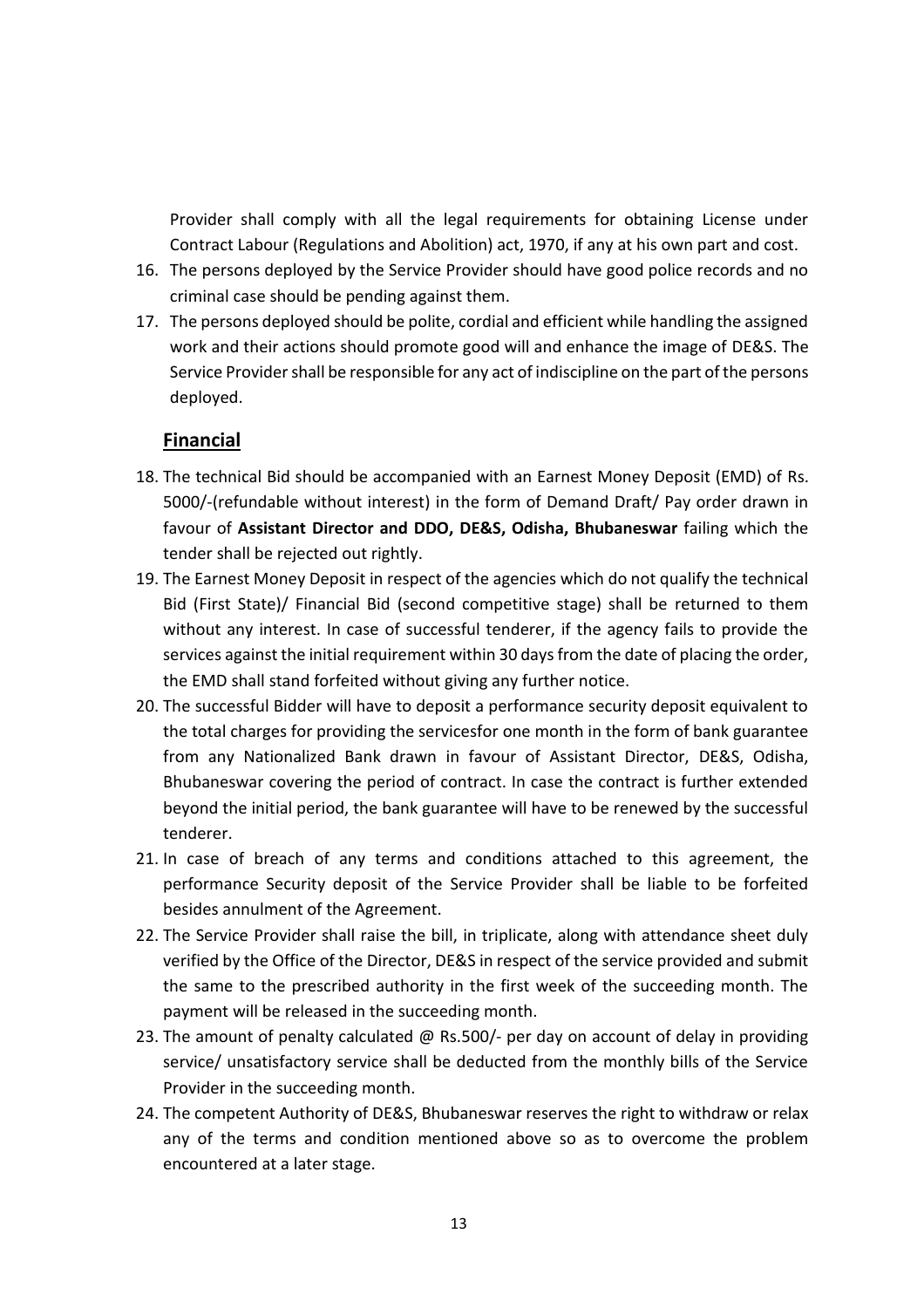Provider shall comply with all the legal requirements for obtaining License under Contract Labour (Regulations and Abolition) act, 1970, if any at his own part and cost.

16. The persons deployed by the Service Provider should have good police records and no criminal case should be pending against them.
17. The persons deployed should be polite, cordial and efficient while handling the assigned work and their actions should promote good will and enhance the image of DE&S. The Service Provider shall be responsible for any act of indiscipline on the part of the persons deployed.

## Financial

18. The technical Bid should be accompanied with an Earnest Money Deposit (EMD) of Rs. 5000/-(refundable without interest) in the form of Demand Draft/ Pay order drawn in favour of **Assistant Director and DDO, DE&S, Odisha, Bhubaneswar** failing which the tender shall be rejected out rightly.
19. The Earnest Money Deposit in respect of the agencies which do not qualify the technical Bid (First State)/ Financial Bid (second competitive stage) shall be returned to them without any interest. In case of successful tenderer, if the agency fails to provide the services against the initial requirement within 30 days from the date of placing the order, the EMD shall stand forfeited without giving any further notice.
20. The successful Bidder will have to deposit a performance security deposit equivalent to the total charges for providing the servicesfor one month in the form of bank guarantee from any Nationalized Bank drawn in favour of Assistant Director, DE&S, Odisha, Bhubaneswar covering the period of contract. In case the contract is further extended beyond the initial period, the bank guarantee will have to be renewed by the successful tenderer.
21. In case of breach of any terms and conditions attached to this agreement, the performance Security deposit of the Service Provider shall be liable to be forfeited besides annulment of the Agreement.
22. The Service Provider shall raise the bill, in triplicate, along with attendance sheet duly verified by the Office of the Director, DE&S in respect of the service provided and submit the same to the prescribed authority in the first week of the succeeding month. The payment will be released in the succeeding month.
23. The amount of penalty calculated @ Rs.500/- per day on account of delay in providing service/ unsatisfactory service shall be deducted from the monthly bills of the Service Provider in the succeeding month.
24. The competent Authority of DE&S, Bhubaneswar reserves the right to withdraw or relax any of the terms and condition mentioned above so as to overcome the problem encountered at a later stage.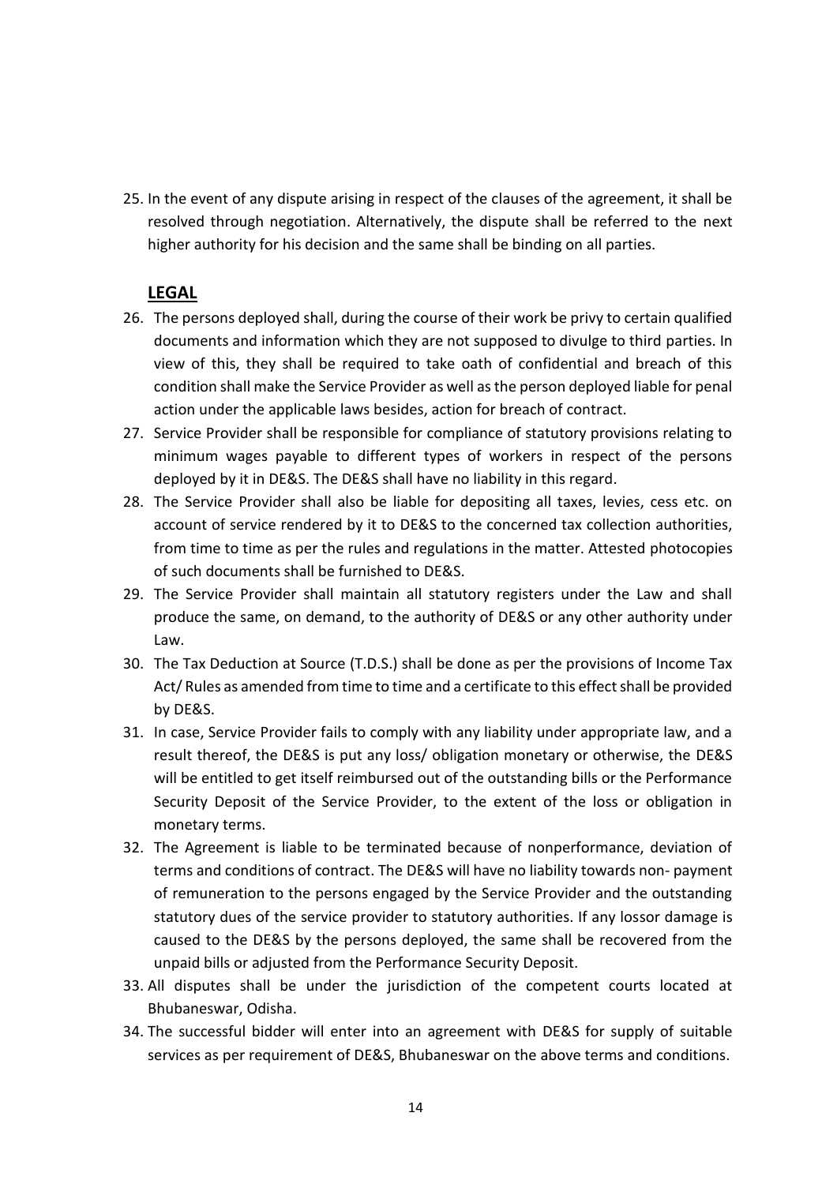25. In the event of any dispute arising in respect of the clauses of the agreement, it shall be resolved through negotiation. Alternatively, the dispute shall be referred to the next higher authority for his decision and the same shall be binding on all parties.

**LEGAL**

26. The persons deployed shall, during the course of their work be privy to certain qualified documents and information which they are not supposed to divulge to third parties. In view of this, they shall be required to take oath of confidential and breach of this condition shall make the Service Provider as well as the person deployed liable for penal action under the applicable laws besides, action for breach of contract.
27. Service Provider shall be responsible for compliance of statutory provisions relating to minimum wages payable to different types of workers in respect of the persons deployed by it in DE&S. The DE&S shall have no liability in this regard.
28. The Service Provider shall also be liable for depositing all taxes, levies, cess etc. on account of service rendered by it to DE&S to the concerned tax collection authorities, from time to time as per the rules and regulations in the matter. Attested photocopies of such documents shall be furnished to DE&S.
29. The Service Provider shall maintain all statutory registers under the Law and shall produce the same, on demand, to the authority of DE&S or any other authority under Law.
30. The Tax Deduction at Source (T.D.S.) shall be done as per the provisions of Income Tax Act/ Rules as amended from time to time and a certificate to this effect shall be provided by DE&S.
31. In case, Service Provider fails to comply with any liability under appropriate law, and a result thereof, the DE&S is put any loss/ obligation monetary or otherwise, the DE&S will be entitled to get itself reimbursed out of the outstanding bills or the Performance Security Deposit of the Service Provider, to the extent of the loss or obligation in monetary terms.
32. The Agreement is liable to be terminated because of nonperformance, deviation of terms and conditions of contract. The DE&S will have no liability towards non- payment of remuneration to the persons engaged by the Service Provider and the outstanding statutory dues of the service provider to statutory authorities. If any lossor damage is caused to the DE&S by the persons deployed, the same shall be recovered from the unpaid bills or adjusted from the Performance Security Deposit.
33. All disputes shall be under the jurisdiction of the competent courts located at Bhubaneswar, Odisha.
34. The successful bidder will enter into an agreement with DE&S for supply of suitable services as per requirement of DE&S, Bhubaneswar on the above terms and conditions.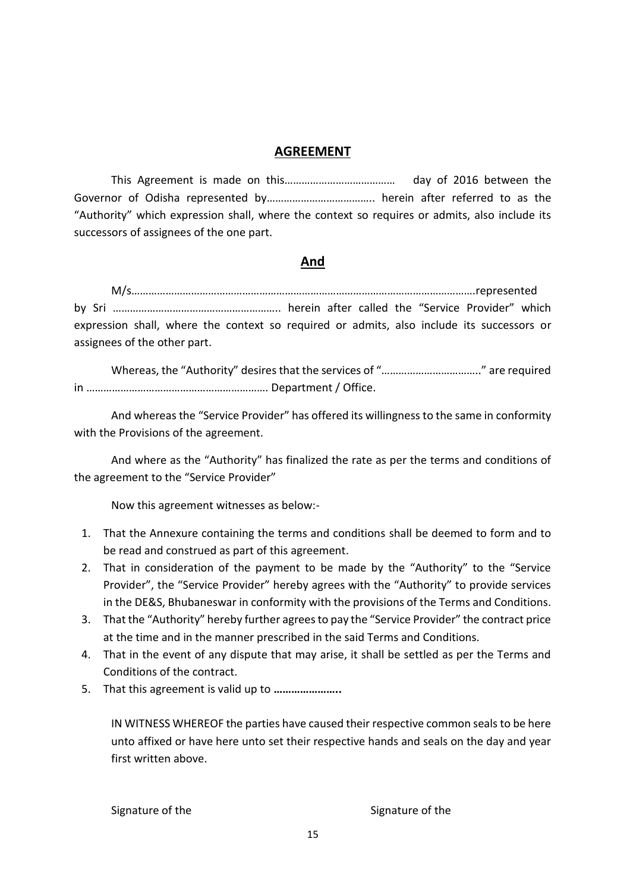## AGREEMENT

This Agreement is made on this………………………………… day of 2016 between the Governor of Odisha represented by……………………………….. herein after referred to as the "Authority" which expression shall, where the context so requires or admits, also include its successors of assignees of the one part.

## And

M/s…………………………………………………………………………………………………………….represented by Sri ………………………………………………….. herein after called the "Service Provider" which expression shall, where the context so required or admits, also include its successors or assignees of the other part.

Whereas, the "Authority" desires that the services of "…………………………….." are required in ………………………………………………………. Department / Office.

And whereas the "Service Provider" has offered its willingness to the same in conformity with the Provisions of the agreement.

And where as the "Authority" has finalized the rate as per the terms and conditions of the agreement to the "Service Provider"

Now this agreement witnesses as below:-

1. That the Annexure containing the terms and conditions shall be deemed to form and to be read and construed as part of this agreement.
2. That in consideration of the payment to be made by the "Authority" to the "Service Provider", the "Service Provider" hereby agrees with the "Authority" to provide services in the DE&S, Bhubaneswar in conformity with the provisions of the Terms and Conditions.
3. That the "Authority" hereby further agrees to pay the "Service Provider" the contract price at the time and in the manner prescribed in the said Terms and Conditions.
4. That in the event of any dispute that may arise, it shall be settled as per the Terms and Conditions of the contract.
5. That this agreement is valid up to **…………………..**

IN WITNESS WHEREOF the parties have caused their respective common seals to be here unto affixed or have here unto set their respective hands and seals on the day and year first written above.

Signature of the                                                            Signature of the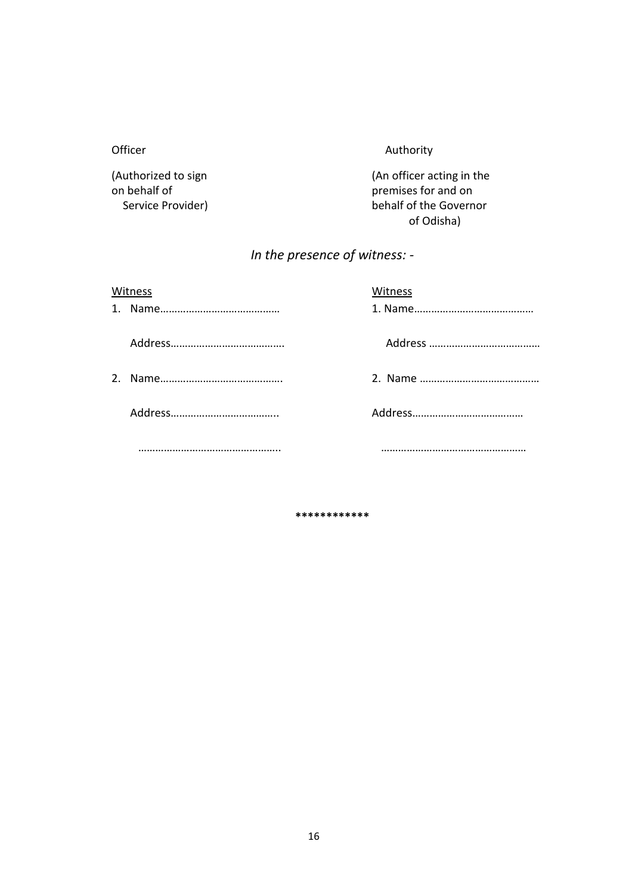Officer

(Authorized to sign on behalf of Service Provider)

Authority

(An officer acting in the premises for and on behalf of the Governor of Odisha)

*In the presence of witness: -*

| Witness | Witness |
| --- | --- |
| 1. Name…………………………………… | 1. Name…………………………………… |
| Address………………………………… | Address ………………………………… |
| 2. Name……………………………………. | 2. Name …………………………………… |
| Address……………………………….. | Address………………………………… |
| ………………………………………….. | …………………………………………… |

************